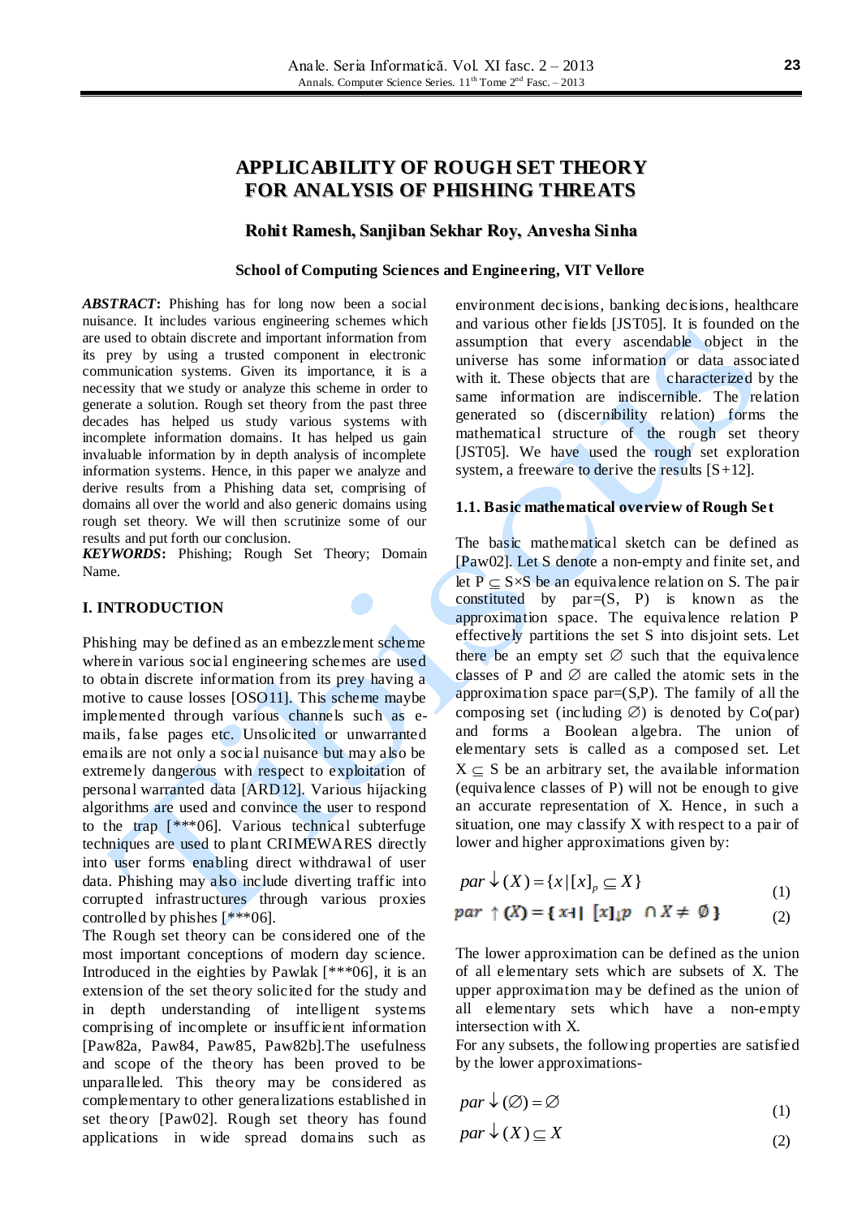# APPLICABILITY OF ROUGH SET THEORY FOR ANALYSIS OF PHISHING THREATS

**Rohit Ramesh, Sanjiban Sekhar Roy, Anvesha Sinha**

**School of Computing Sciences and Engineering, VIT Vellore**

***ABSTRACT*:** Phishing has for long now been a social nuisance. It includes various engineering schemes which are used to obtain discrete and important information from its prey by using a trusted component in electronic communication systems. Given its importance, it is a necessity that we study or analyze this scheme in order to generate a solution. Rough set theory from the past three decades has helped us study various systems with incomplete information domains. It has helped us gain invaluable information by in depth analysis of incomplete information systems. Hence, in this paper we analyze and derive results from a Phishing data set, comprising of domains all over the world and also generic domains using rough set theory. We will then scrutinize some of our results and put forth our conclusion.

***KEYWORDS*:** Phishing; Rough Set Theory; Domain Name.

## I. INTRODUCTION

Phishing may be defined as an embezzlement scheme wherein various social engineering schemes are used to obtain discrete information from its prey having a motive to cause losses [OSO11]. This scheme maybe implemented through various channels such as e-mails, false pages etc. Unsolicited or unwarranted emails are not only a social nuisance but may also be extremely dangerous with respect to exploitation of personal warranted data [ARD12]. Various hijacking algorithms are used and convince the user to respond to the trap [***06]. Various technical subterfuge techniques are used to plant CRIMEWARES directly into user forms enabling direct withdrawal of user data. Phishing may also include diverting traffic into corrupted infrastructures through various proxies controlled by phishes [***06].

The Rough set theory can be considered one of the most important conceptions of modern day science. Introduced in the eighties by Pawlak [***06], it is an extension of the set theory solicited for the study and in depth understanding of intelligent systems comprising of incomplete or insufficient information [Paw82a, Paw84, Paw85, Paw82b].The usefulness and scope of the theory has been proved to be unparalleled. This theory may be considered as complementary to other generalizations established in set theory [Paw02]. Rough set theory has found applications in wide spread domains such as environment decisions, banking decisions, healthcare and various other fields [JST05]. It is founded on the assumption that every ascendable object in the universe has some information or data associated with it. These objects that are characterized by the same information are indiscernible. The relation generated so (discernibility relation) forms the mathematical structure of the rough set theory [JST05]. We have used the rough set exploration system, a freeware to derive the results [S+12].

### 1.1. Basic mathematical overview of Rough Set

The basic mathematical sketch can be defined as [Paw02]. Let S denote a non-empty and finite set, and let $P \subseteq S{\times}S$ be an equivalence relation on S. The pair constituted by par=(S, P) is known as the approximation space. The equivalence relation P effectively partitions the set S into disjoint sets. Let there be an empty set $\varnothing$ such that the equivalence classes of P and $\varnothing$ are called the atomic sets in the approximation space par=(S,P). The family of all the composing set (including $\varnothing$) is denoted by Co(par) and forms a Boolean algebra. The union of elementary sets is called as a composed set. Let $X \subseteq S$ be an arbitrary set, the available information (equivalence classes of P) will not be enough to give an accurate representation of X. Hence, in such a situation, one may classify X with respect to a pair of lower and higher approximations given by:

$$par \downarrow (X) = \{x \mid [x]_p \subseteq X\} \tag{1}$$

$$par \uparrow (X) = \{x \mid [x]_p \cap X \neq \varnothing\} \tag{2}$$

The lower approximation can be defined as the union of all elementary sets which are subsets of X. The upper approximation may be defined as the union of all elementary sets which have a non-empty intersection with X.

For any subsets, the following properties are satisfied by the lower approximations-

$$par \downarrow (\varnothing) = \varnothing \tag{1}$$

$$par \downarrow (X) \subseteq X \tag{2}$$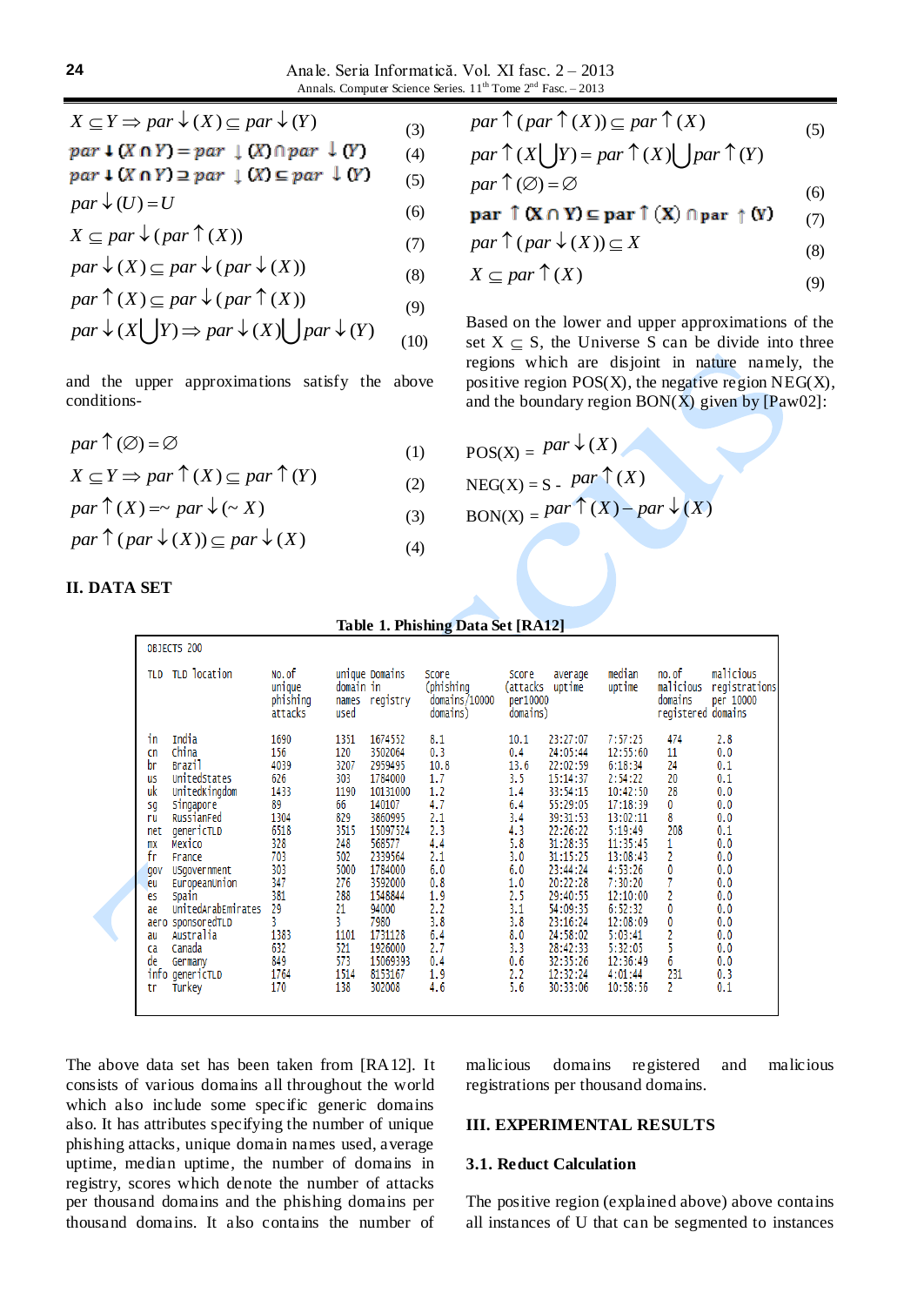$$X \subseteq Y \Rightarrow par\downarrow(X) \subseteq par\downarrow(Y) \quad (3)$$

$$par\downarrow(X \cap Y) = par\downarrow(X) \cap par\downarrow(Y) \quad (4)$$

$$par\downarrow(X \cap Y) \supseteq par\downarrow(X) \subseteq par\downarrow(Y) \quad (5)$$

$$par\downarrow(U) = U \quad (6)$$

$$X \subseteq par\downarrow(par\uparrow(X)) \quad (7)$$

$$par\downarrow(X) \subseteq par\downarrow(par\downarrow(X)) \quad (8)$$

$$par\uparrow(X) \subseteq par\downarrow(par\uparrow(X)) \quad (9)$$

$$par\downarrow(X \bigcup Y) \Rightarrow par\downarrow(X) \bigcup par\downarrow(Y) \quad (10)$$

and the upper approximations satisfy the above conditions-

$$par\uparrow(\varnothing) = \varnothing \quad (1)$$

$$X \subseteq Y \Rightarrow par\uparrow(X) \subseteq par\uparrow(Y) \quad (2)$$

$$par\uparrow(X) = \sim par\downarrow(\sim X) \quad (3)$$

$$par\uparrow(par\downarrow(X)) \subseteq par\downarrow(X) \quad (4)$$

$$par\uparrow(par\uparrow(X)) \subseteq par\uparrow(X) \quad (5)$$

$$par\uparrow(X \bigcup Y) = par\uparrow(X) \bigcup par\uparrow(Y) \quad (6)$$

$$par\uparrow(\varnothing) = \varnothing$$

$$par\uparrow(X \cap Y) \subseteq par\uparrow(X) \cap par\uparrow(Y) \quad (7)$$

$$par\uparrow(par\downarrow(X)) \subseteq X \quad (8)$$

$$X \subseteq par\uparrow(X) \quad (9)$$

Based on the lower and upper approximations of the set X $\subseteq$ S, the Universe S can be divide into three regions which are disjoint in nature namely, the positive region POS(X), the negative region NEG(X), and the boundary region BON(X) given by [Paw02]:

$$\text{POS}(X) = par\downarrow(X)$$

$$\text{NEG}(X) = S - par\uparrow(X)$$

$$\text{BON}(X) = par\uparrow(X) - par\downarrow(X)$$

## II. DATA SET

**Table 1. Phishing Data Set [RA12]**

OBJECTS 200

| TLD | TLD location | No. of unique phishing attacks | unique domain names used | Domains in registry | Score (phishing domains/10000 domains) | Score (attacks per10000 domains) | average uptime | median uptime | no. of malicious domains registered | malicious registrations per 10000 domains |
|---|---|---|---|---|---|---|---|---|---|---|
| in | India | 1690 | 1351 | 1674552 | 8.1 | 10.1 | 23:27:07 | 7:57:25 | 474 | 2.8 |
| cn | China | 156 | 120 | 3502064 | 0.3 | 0.4 | 24:05:44 | 12:55:60 | 11 | 0.0 |
| br | Brazil | 4039 | 3207 | 2959495 | 10.8 | 13.6 | 22:02:59 | 6:18:34 | 24 | 0.1 |
| us | UnitedStates | 626 | 303 | 1784000 | 1.7 | 3.5 | 15:14:37 | 2:54:22 | 20 | 0.1 |
| uk | UnitedKingdom | 1433 | 1190 | 10131000 | 1.2 | 1.4 | 33:54:15 | 10:42:50 | 28 | 0.0 |
| sg | Singapore | 89 | 66 | 140107 | 4.7 | 6.4 | 55:29:05 | 17:18:39 | 0 | 0.0 |
| ru | RussianFed | 1304 | 829 | 3860995 | 2.1 | 3.4 | 39:31:53 | 13:02:11 | 8 | 0.0 |
| net | genericTLD | 6518 | 3515 | 15097524 | 2.3 | 4.3 | 22:26:22 | 5:19:49 | 208 | 0.1 |
| mx | Mexico | 328 | 248 | 568577 | 4.4 | 5.8 | 31:28:35 | 11:35:45 | 1 | 0.0 |
| fr | France | 703 | 502 | 2339564 | 2.1 | 3.0 | 31:15:25 | 13:08:43 | 2 | 0.0 |
| gov | USgovernment | 303 | 5000 | 1784000 | 6.0 | 6.0 | 23:44:24 | 4:53:26 | 0 | 0.0 |
| eu | EuropeanUnion | 347 | 276 | 3592000 | 0.8 | 1.0 | 20:22:28 | 7:30:20 | 7 | 0.0 |
| es | Spain | 381 | 288 | 1548844 | 1.9 | 2.5 | 29:40:55 | 12:10:00 | 2 | 0.0 |
| ae | UnitedArabEmirates | 29 | 21 | 94000 | 2.2 | 3.1 | 54:09:35 | 6:52:32 | 0 | 0.0 |
| aero | sponsoredTLD | 3 | 3 | 7980 | 3.8 | 3.8 | 23:16:24 | 12:08:09 | 0 | 0.0 |
| au | Australia | 1383 | 1101 | 1731128 | 6.4 | 8.0 | 24:58:02 | 5:03:41 | 2 | 0.0 |
| ca | Canada | 632 | 521 | 1926000 | 2.7 | 3.3 | 28:42:33 | 5:32:05 | 5 | 0.0 |
| de | Germany | 849 | 573 | 15069393 | 0.4 | 0.6 | 32:35:26 | 12:36:49 | 6 | 0.0 |
| info | genericTLD | 1764 | 1514 | 8153167 | 1.9 | 2.2 | 12:32:24 | 4:01:44 | 231 | 0.3 |
| tr | Turkey | 170 | 138 | 302008 | 4.6 | 5.6 | 30:33:06 | 10:58:56 | 2 | 0.1 |

The above data set has been taken from [RA12]. It consists of various domains all throughout the world which also include some specific generic domains also. It has attributes specifying the number of unique phishing attacks, unique domain names used, average uptime, median uptime, the number of domains in registry, scores which denote the number of attacks per thousand domains and the phishing domains per thousand domains. It also contains the number of malicious domains registered and malicious registrations per thousand domains.

## III. EXPERIMENTAL RESULTS

### 3.1. Reduct Calculation

The positive region (explained above) above contains all instances of U that can be segmented to instances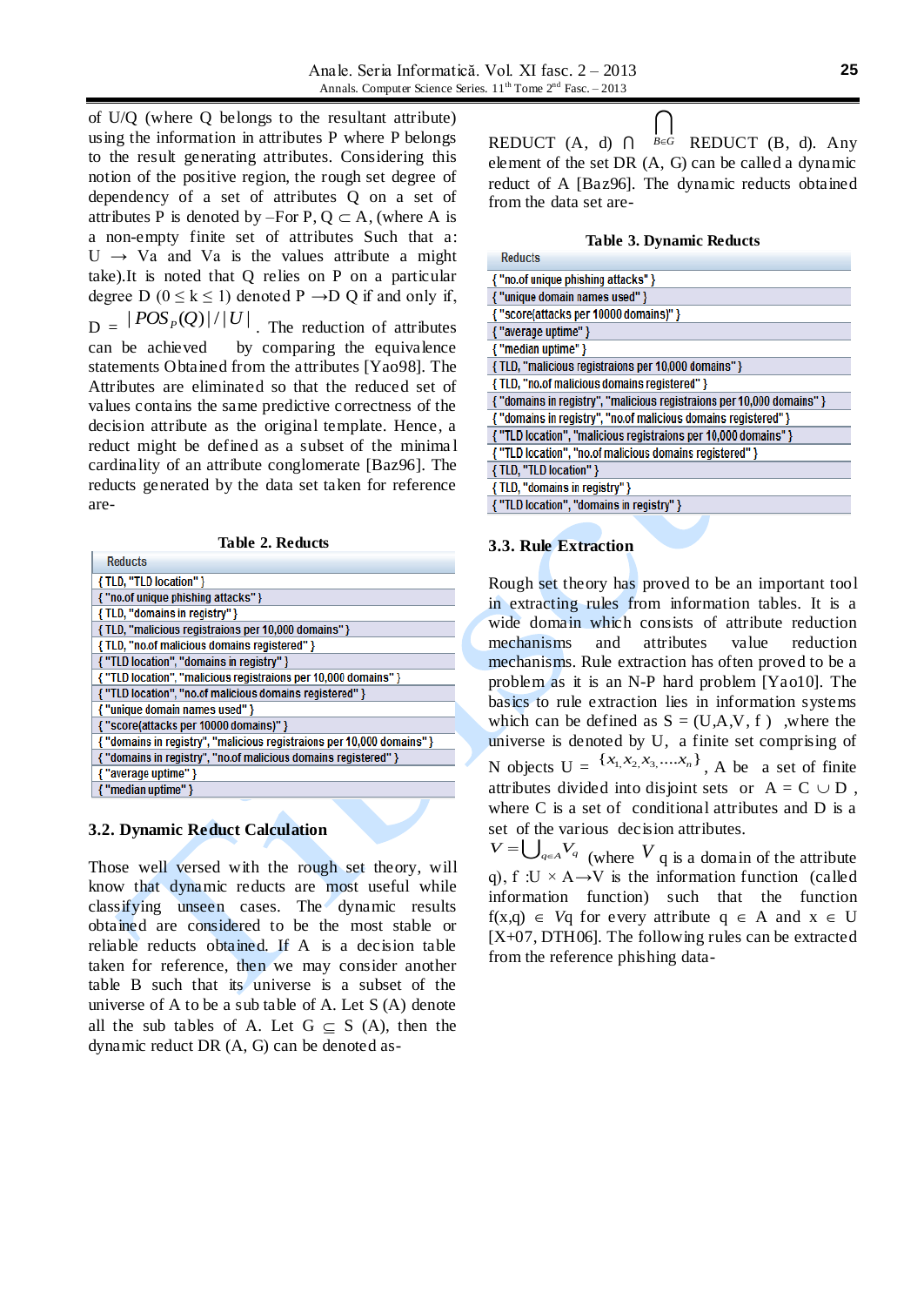of U/Q (where Q belongs to the resultant attribute) using the information in attributes P where P belongs to the result generating attributes. Considering this notion of the positive region, the rough set degree of dependency of a set of attributes Q on a set of attributes P is denoted by –For P, Q ⊂ A, (where A is a non-empty finite set of attributes Such that a: U → Va and Va is the values attribute a might take).It is noted that Q relies on P on a particular degree D ($0 \le k \le 1$) denoted P →D Q if and only if, D = $|POS_P(Q)|/|U|$. The reduction of attributes can be achieved by comparing the equivalence statements Obtained from the attributes [Yao98]. The Attributes are eliminated so that the reduced set of values contains the same predictive correctness of the decision attribute as the original template. Hence, a reduct might be defined as a subset of the minimal cardinality of an attribute conglomerate [Baz96]. The reducts generated by the data set taken for reference are-

**Table 2. Reducts**

| Reducts |
|---|
| { TLD, "TLD location" } |
| { "no.of unique phishing attacks" } |
| { TLD, "domains in registry" } |
| { TLD, "malicious registraions per 10,000 domains" } |
| { TLD, "no.of malicious domains registered" } |
| { "TLD location", "domains in registry" } |
| { "TLD location", "malicious registraions per 10,000 domains" } |
| { "TLD location", "no.of malicious domains registered" } |
| { "unique domain names used" } |
| { "score(attacks per 10000 domains)" } |
| { "domains in registry", "malicious registraions per 10,000 domains" } |
| { "domains in registry", "no.of malicious domains registered" } |
| { "average uptime" } |
| { "median uptime" } |

### 3.2. Dynamic Reduct Calculation

Those well versed with the rough set theory, will know that dynamic reducts are most useful while classifying unseen cases. The dynamic results obtained are considered to be the most stable or reliable reducts obtained. If A is a decision table taken for reference, then we may consider another table B such that its universe is a subset of the universe of A to be a sub table of A. Let S (A) denote all the sub tables of A. Let G ⊆ S (A), then the dynamic reduct DR (A, G) can be denoted as-

REDUCT (A, d) ∩ $\bigcap_{B \in G}$ REDUCT (B, d). Any element of the set DR (A, G) can be called a dynamic reduct of A [Baz96]. The dynamic reducts obtained from the data set are-

**Table 3. Dynamic Reducts**

| Reducts |
|---|
| { "no.of unique phishing attacks" } |
| { "unique domain names used" } |
| { "score(attacks per 10000 domains)" } |
| { "average uptime" } |
| { "median uptime" } |
| { TLD, "malicious registraions per 10,000 domains" } |
| { TLD, "no.of malicious domains registered" } |
| { "domains in registry", "malicious registraions per 10,000 domains" } |
| { "domains in registry", "no.of malicious domains registered" } |
| { "TLD location", "malicious registraions per 10,000 domains" } |
| { "TLD location", "no.of malicious domains registered" } |
| { TLD, "TLD location" } |
| { TLD, "domains in registry" } |
| { "TLD location", "domains in registry" } |

### 3.3. Rule Extraction

Rough set theory has proved to be an important tool in extracting rules from information tables. It is a wide domain which consists of attribute reduction mechanisms and attributes value reduction mechanisms. Rule extraction has often proved to be a problem as it is an N-P hard problem [Yao10]. The basics to rule extraction lies in information systems which can be defined as S = (U,A,V, f ) ,where the universe is denoted by U, a finite set comprising of N objects U = $\{x_1, x_2, x_3, \ldots x_n\}$, A be a set of finite attributes divided into disjoint sets or A = C ∪ D , where C is a set of conditional attributes and D is a set of the various decision attributes. $V = \bigcup_{q \in A} V_q$ (where $V$ q is a domain of the attribute q), f :U × A→V is the information function (called information function) such that the function f(x,q) ∈ Vq for every attribute q ∈ A and x ∈ U [X+07, DTH06]. The following rules can be extracted from the reference phishing data-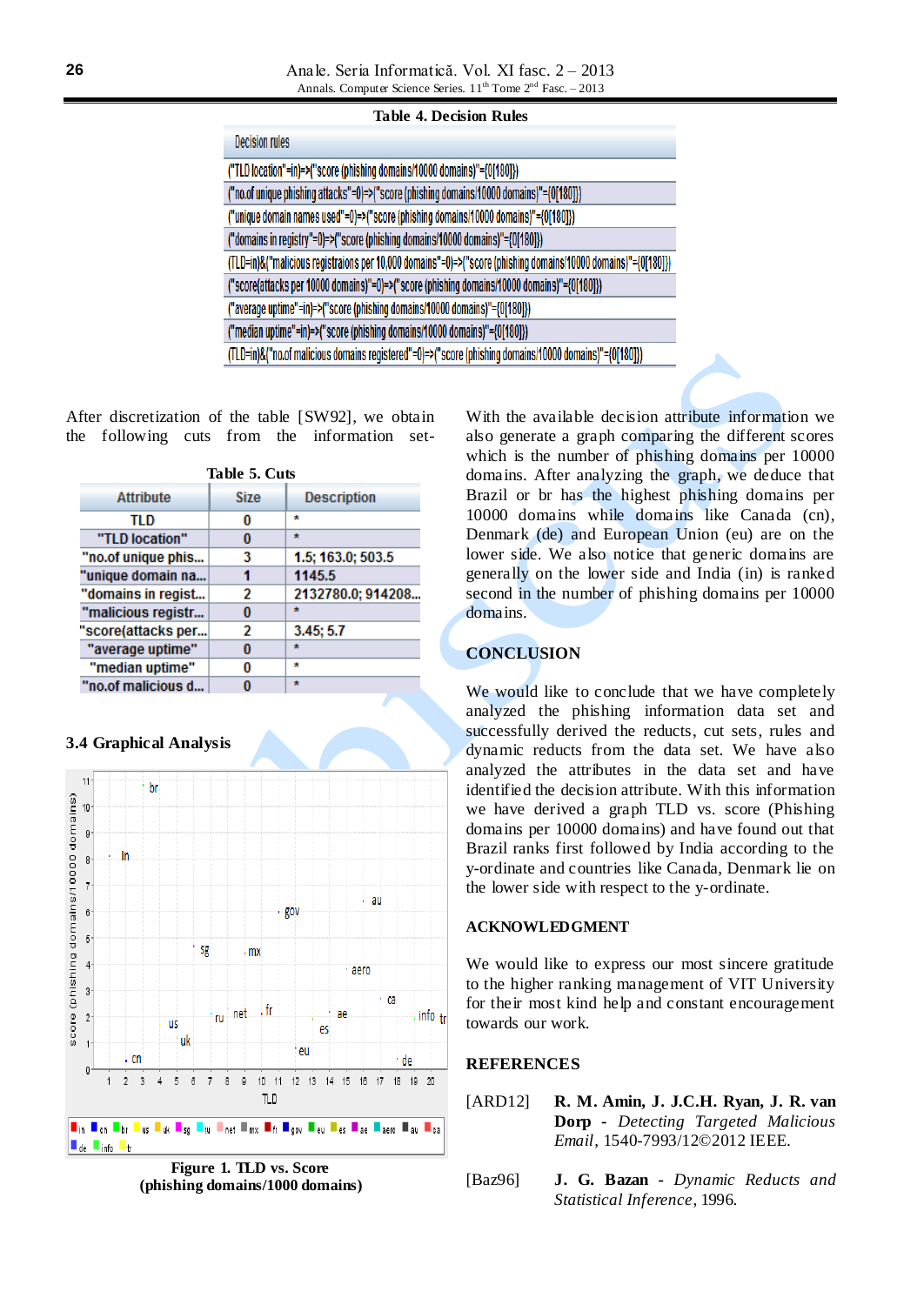**Table 4. Decision Rules**

| Decision rules |
|---|
| ("TLD location"=in)=>("score (phishing domains/10000 domains)"={0[180]}) |
| ("no.of unique phishing attacks"=0)=>("score (phishing domains/10000 domains)"={0[180]}) |
| ("unique domain names used"=0)=>("score (phishing domains/10000 domains)"={0[180]}) |
| ("domains in registry"=0)=>("score (phishing domains/10000 domains)"={0[180]}) |
| (TLD=in)&("malicious registraions per 10,000 domains"=0)=>("score (phishing domains/10000 domains)"={0[180]}) |
| ("score(attacks per 10000 domains)"=0)=>("score (phishing domains/10000 domains)"={0[180]}) |
| ("average uptime"=in)=>("score (phishing domains/10000 domains)"={0[180]}) |
| ("median uptime"=in)=>("score (phishing domains/10000 domains)"={0[180]}) |
| (TLD=in)&("no.of malicious domains registered"=0)=>("score (phishing domains/10000 domains)"={0[180]}) |

After discretization of the table [SW92], we obtain the following cuts from the information set-

**Table 5. Cuts**

| Attribute | Size | Description |
|---|---|---|
| TLD | 0 | * |
| "TLD location" | 0 | * |
| "no.of unique phis... | 3 | 1.5; 163.0; 503.5 |
| "unique domain na... | 1 | 1145.5 |
| "domains in regist... | 2 | 2132780.0; 914208... |
| "malicious registr... | 0 | * |
| "score(attacks per... | 2 | 3.45; 5.7 |
| "average uptime" | 0 | * |
| "median uptime" | 0 | * |
| "no.of malicious d... | 0 | * |

### 3.4 Graphical Analysis

**Figure 1. TLD vs. Score (phishing domains/1000 domains)**

With the available decision attribute information we also generate a graph comparing the different scores which is the number of phishing domains per 10000 domains. After analyzing the graph, we deduce that Brazil or br has the highest phishing domains per 10000 domains while domains like Canada (cn), Denmark (de) and European Union (eu) are on the lower side. We also notice that generic domains are generally on the lower side and India (in) is ranked second in the number of phishing domains per 10000 domains.

## CONCLUSION

We would like to conclude that we have completely analyzed the phishing information data set and successfully derived the reducts, cut sets, rules and dynamic reducts from the data set. We have also analyzed the attributes in the data set and have identified the decision attribute. With this information we have derived a graph TLD vs. score (Phishing domains per 10000 domains) and have found out that Brazil ranks first followed by India according to the y-ordinate and countries like Canada, Denmark lie on the lower side with respect to the y-ordinate.

## ACKNOWLEDGMENT

We would like to express our most sincere gratitude to the higher ranking management of VIT University for their most kind help and constant encouragement towards our work.

## REFERENCES

[ARD12] **R. M. Amin, J. J.C.H. Ryan, J. R. van Dorp** - *Detecting Targeted Malicious Email*, 1540-7993/12©2012 IEEE.

[Baz96] **J. G. Bazan** - *Dynamic Reducts and Statistical Inference*, 1996.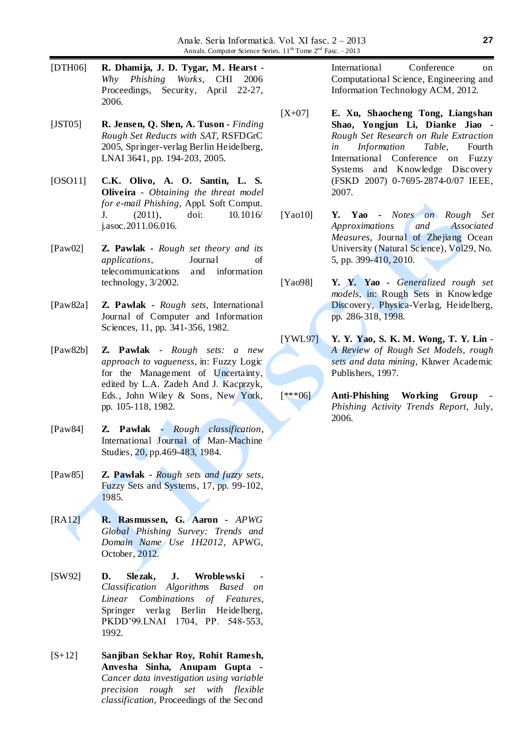[DTH06] **R. Dhamija, J. D. Tygar, M. Hearst** - *Why Phishing Works*, CHI 2006 Proceedings, Security, April 22-27, 2006.

[JST05] **R. Jensen, Q. Shen, A. Tuson** - *Finding Rough Set Reducts with SAT*, RSFDGrC 2005, Springer-verlag Berlin Heidelberg, LNAI 3641, pp. 194-203, 2005.

[OSO11] **C.K. Olivo, A. O. Santin, L. S. Oliveira** - *Obtaining the threat model for e-mail Phishing*, Appl. Soft Comput. J. (2011), doi: 10.1016/ j.asoc.2011.06.016.

[Paw02] **Z. Pawlak** - *Rough set theory and its applications*, Journal of telecommunications and information technology, 3/2002.

[Paw82a] **Z. Pawlak** - *Rough sets*, International Journal of Computer and Information Sciences, 11, pp. 341-356, 1982.

[Paw82b] **Z. Pawlak** - *Rough sets: a new approach to vagueness*, in: Fuzzy Logic for the Management of Uncertainty, edited by L.A. Zadeh And J. Kacprzyk, Eds., John Wiley & Sons, New York, pp. 105-118, 1982.

[Paw84] **Z. Pawlak** - *Rough classification*, International Journal of Man-Machine Studies, 20, pp.469-483, 1984.

[Paw85] **Z. Pawlak** - *Rough sets and fuzzy sets*, Fuzzy Sets and Systems, 17, pp. 99-102, 1985.

[RA12] **R. Rasmussen, G. Aaron** - *APWG Global Phishing Survey: Trends and Domain Name Use 1H2012*, APWG, October, 2012.

[SW92] **D. Slezak, J. Wroblewski** - *Classification Algorithms Based on Linear Combinations of Features*, Springer verlag Berlin Heidelberg, PKDD'99.LNAI 1704, PP. 548-553, 1992.

[S+12] **Sanjiban Sekhar Roy, Rohit Ramesh, Anvesha Sinha, Anupam Gupta** - *Cancer data investigation using variable precision rough set with flexible classification*, Proceedings of the Second International Conference on Computational Science, Engineering and Information Technology ACM, 2012.

[X+07] **E. Xu, Shaocheng Tong, Liangshan Shao, Yongjun Li, Dianke Jiao** - *Rough Set Research on Rule Extraction in Information Table*, Fourth International Conference on Fuzzy Systems and Knowledge Discovery (FSKD 2007) 0-7695-2874-0/07 IEEE, 2007.

[Yao10] **Y. Yao** - *Notes on Rough Set Approximations and Associated Measures*, Journal of Zhejiang Ocean University (Natural Science), Vol29, No. 5, pp. 399-410, 2010.

[Yao98] **Y. Y. Yao** - *Generalized rough set models*, in: Rough Sets in Knowledge Discovery, Physica-Verlag, Heidelberg, pp. 286-318, 1998.

[YWL97] **Y. Y. Yao, S. K. M. Wong, T. Y. Lin** - *A Review of Rough Set Models, rough sets and data mining*, Kluwer Academic Publishers, 1997.

[***06] **Anti-Phishing Working Group** - *Phishing Activity Trends Report*, July, 2006.